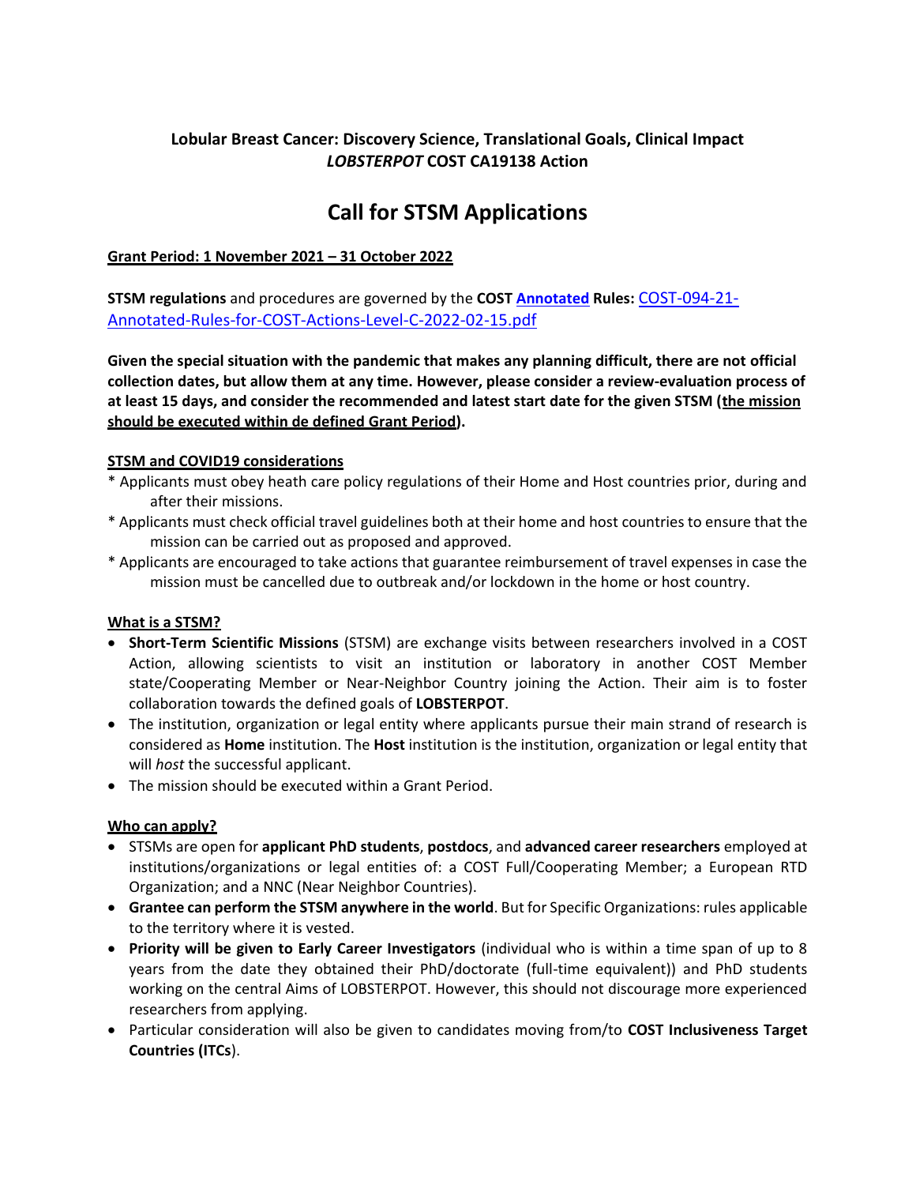**Lobular Breast Cancer: Discovery Science, Translational Goals, Clinical Impact**
***LOBSTERPOT* COST CA19138 Action**

# Call for STSM Applications

**Grant Period: 1 November 2021 – 31 October 2022**

**STSM regulations** and procedures are governed by the **COST Annotated Rules:** COST-094-21-Annotated-Rules-for-COST-Actions-Level-C-2022-02-15.pdf

**Given the special situation with the pandemic that makes any planning difficult, there are not official collection dates, but allow them at any time. However, please consider a review-evaluation process of at least 15 days, and consider the recommended and latest start date for the given STSM (the mission should be executed within de defined Grant Period).**

**STSM and COVID19 considerations**

* Applicants must obey heath care policy regulations of their Home and Host countries prior, during and after their missions.
* Applicants must check official travel guidelines both at their home and host countries to ensure that the mission can be carried out as proposed and approved.
* Applicants are encouraged to take actions that guarantee reimbursement of travel expenses in case the mission must be cancelled due to outbreak and/or lockdown in the home or host country.

**What is a STSM?**

- **Short-Term Scientific Missions** (STSM) are exchange visits between researchers involved in a COST Action, allowing scientists to visit an institution or laboratory in another COST Member state/Cooperating Member or Near-Neighbor Country joining the Action. Their aim is to foster collaboration towards the defined goals of **LOBSTERPOT**.
- The institution, organization or legal entity where applicants pursue their main strand of research is considered as **Home** institution. The **Host** institution is the institution, organization or legal entity that will *host* the successful applicant.
- The mission should be executed within a Grant Period.

**Who can apply?**

- STSMs are open for **applicant PhD students**, **postdocs**, and **advanced career researchers** employed at institutions/organizations or legal entities of: a COST Full/Cooperating Member; a European RTD Organization; and a NNC (Near Neighbor Countries).
- **Grantee can perform the STSM anywhere in the world**. But for Specific Organizations: rules applicable to the territory where it is vested.
- **Priority will be given to Early Career Investigators** (individual who is within a time span of up to 8 years from the date they obtained their PhD/doctorate (full-time equivalent)) and PhD students working on the central Aims of LOBSTERPOT. However, this should not discourage more experienced researchers from applying.
- Particular consideration will also be given to candidates moving from/to **COST Inclusiveness Target Countries (ITCs)**.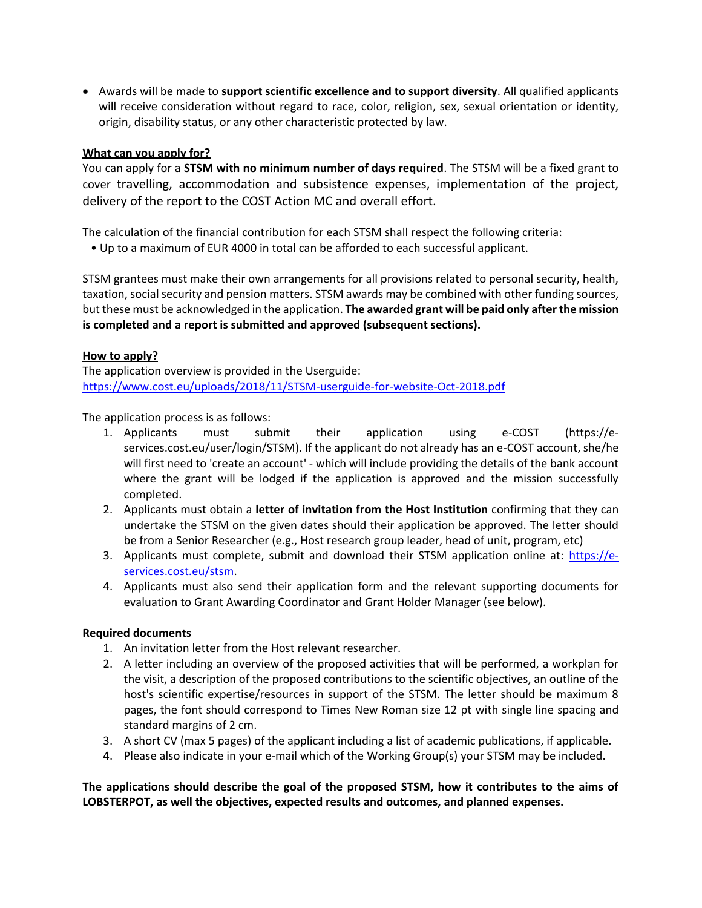- Awards will be made to **support scientific excellence and to support diversity**. All qualified applicants will receive consideration without regard to race, color, religion, sex, sexual orientation or identity, origin, disability status, or any other characteristic protected by law.

**What can you apply for?**

You can apply for a **STSM with no minimum number of days required**. The STSM will be a fixed grant to cover travelling, accommodation and subsistence expenses, implementation of the project, delivery of the report to the COST Action MC and overall effort.

The calculation of the financial contribution for each STSM shall respect the following criteria:

- Up to a maximum of EUR 4000 in total can be afforded to each successful applicant.

STSM grantees must make their own arrangements for all provisions related to personal security, health, taxation, social security and pension matters. STSM awards may be combined with other funding sources, but these must be acknowledged in the application. **The awarded grant will be paid only after the mission is completed and a report is submitted and approved (subsequent sections).**

**How to apply?**

The application overview is provided in the Userguide:
https://www.cost.eu/uploads/2018/11/STSM-userguide-for-website-Oct-2018.pdf

The application process is as follows:

1. Applicants must submit their application using e-COST (https://e-services.cost.eu/user/login/STSM). If the applicant do not already has an e-COST account, she/he will first need to 'create an account' - which will include providing the details of the bank account where the grant will be lodged if the application is approved and the mission successfully completed.
2. Applicants must obtain a **letter of invitation from the Host Institution** confirming that they can undertake the STSM on the given dates should their application be approved. The letter should be from a Senior Researcher (e.g., Host research group leader, head of unit, program, etc)
3. Applicants must complete, submit and download their STSM application online at: https://e-services.cost.eu/stsm.
4. Applicants must also send their application form and the relevant supporting documents for evaluation to Grant Awarding Coordinator and Grant Holder Manager (see below).

**Required documents**

1. An invitation letter from the Host relevant researcher.
2. A letter including an overview of the proposed activities that will be performed, a workplan for the visit, a description of the proposed contributions to the scientific objectives, an outline of the host's scientific expertise/resources in support of the STSM. The letter should be maximum 8 pages, the font should correspond to Times New Roman size 12 pt with single line spacing and standard margins of 2 cm.
3. A short CV (max 5 pages) of the applicant including a list of academic publications, if applicable.
4. Please also indicate in your e-mail which of the Working Group(s) your STSM may be included.

**The applications should describe the goal of the proposed STSM, how it contributes to the aims of LOBSTERPOT, as well the objectives, expected results and outcomes, and planned expenses.**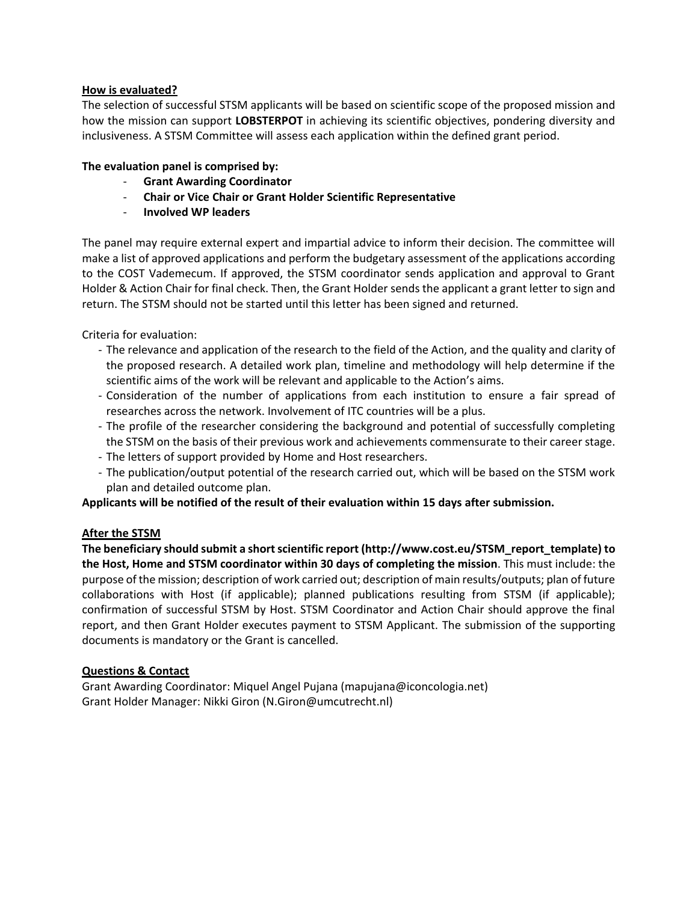**How is evaluated?**

The selection of successful STSM applicants will be based on scientific scope of the proposed mission and how the mission can support **LOBSTERPOT** in achieving its scientific objectives, pondering diversity and inclusiveness. A STSM Committee will assess each application within the defined grant period.

**The evaluation panel is comprised by:**

- **Grant Awarding Coordinator**
- **Chair or Vice Chair or Grant Holder Scientific Representative**
- **Involved WP leaders**

The panel may require external expert and impartial advice to inform their decision. The committee will make a list of approved applications and perform the budgetary assessment of the applications according to the COST Vademecum. If approved, the STSM coordinator sends application and approval to Grant Holder & Action Chair for final check. Then, the Grant Holder sends the applicant a grant letter to sign and return. The STSM should not be started until this letter has been signed and returned.

Criteria for evaluation:

- The relevance and application of the research to the field of the Action, and the quality and clarity of the proposed research. A detailed work plan, timeline and methodology will help determine if the scientific aims of the work will be relevant and applicable to the Action's aims.
- Consideration of the number of applications from each institution to ensure a fair spread of researches across the network. Involvement of ITC countries will be a plus.
- The profile of the researcher considering the background and potential of successfully completing the STSM on the basis of their previous work and achievements commensurate to their career stage.
- The letters of support provided by Home and Host researchers.
- The publication/output potential of the research carried out, which will be based on the STSM work plan and detailed outcome plan.

**Applicants will be notified of the result of their evaluation within 15 days after submission.**

**After the STSM**

**The beneficiary should submit a short scientific report (http://www.cost.eu/STSM_report_template) to the Host, Home and STSM coordinator within 30 days of completing the mission**. This must include: the purpose of the mission; description of work carried out; description of main results/outputs; plan of future collaborations with Host (if applicable); planned publications resulting from STSM (if applicable); confirmation of successful STSM by Host. STSM Coordinator and Action Chair should approve the final report, and then Grant Holder executes payment to STSM Applicant. The submission of the supporting documents is mandatory or the Grant is cancelled.

**Questions & Contact**

Grant Awarding Coordinator: Miquel Angel Pujana (mapujana@iconcologia.net)
Grant Holder Manager: Nikki Giron (N.Giron@umcutrecht.nl)